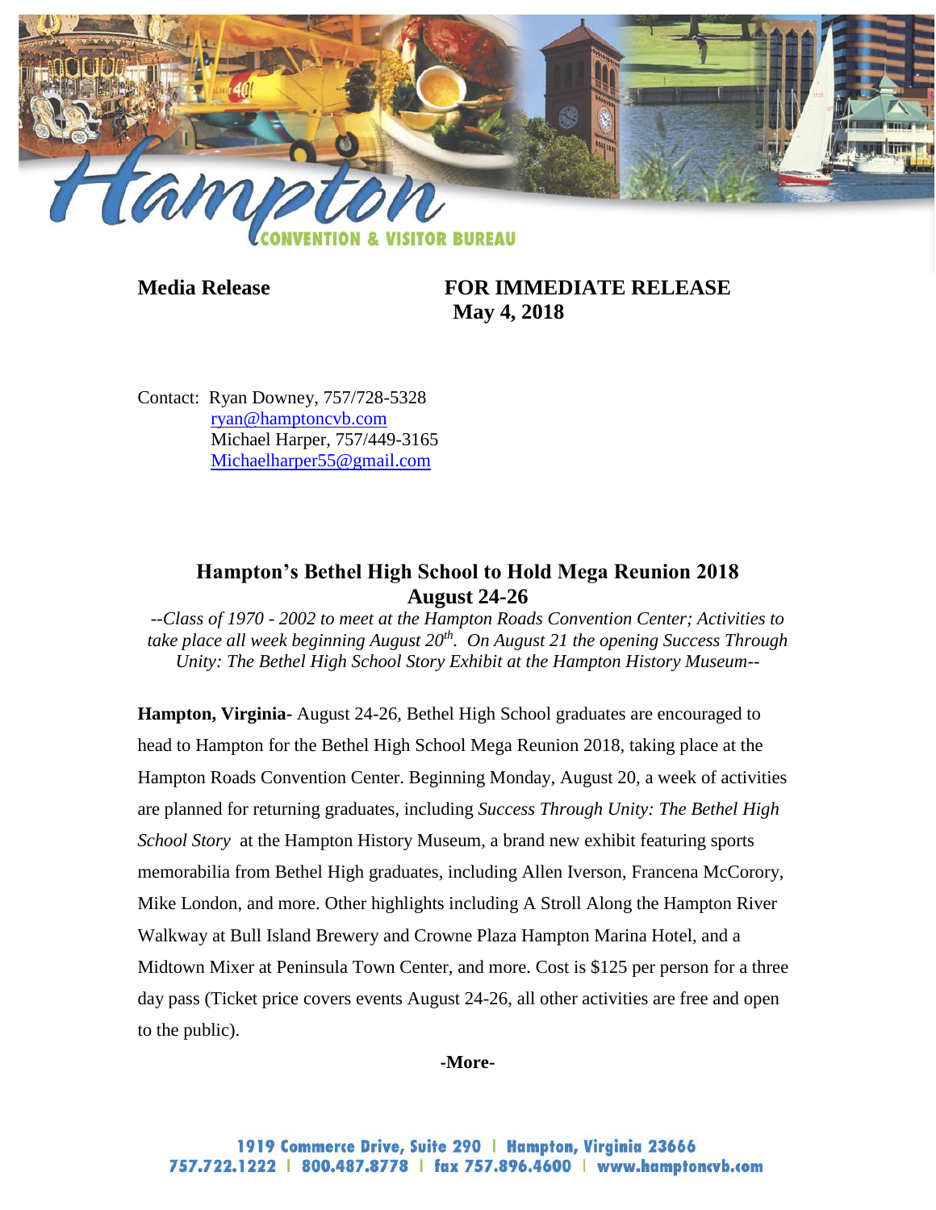**Media Release** **FOR IMMEDIATE RELEASE**
**May 4, 2018**

Contact: Ryan Downey, 757/728-5328
ryan@hamptoncvb.com
Michael Harper, 757/449-3165
Michaelharper55@gmail.com

## Hampton's Bethel High School to Hold Mega Reunion 2018 August 24-26

*--Class of 1970 - 2002 to meet at the Hampton Roads Convention Center; Activities to take place all week beginning August 20th. On August 21 the opening Success Through Unity: The Bethel High School Story Exhibit at the Hampton History Museum--*

**Hampton, Virginia**- August 24-26, Bethel High School graduates are encouraged to head to Hampton for the Bethel High School Mega Reunion 2018, taking place at the Hampton Roads Convention Center. Beginning Monday, August 20, a week of activities are planned for returning graduates, including *Success Through Unity: The Bethel High School Story* at the Hampton History Museum, a brand new exhibit featuring sports memorabilia from Bethel High graduates, including Allen Iverson, Francena McCorory, Mike London, and more. Other highlights including A Stroll Along the Hampton River Walkway at Bull Island Brewery and Crowne Plaza Hampton Marina Hotel, and a Midtown Mixer at Peninsula Town Center, and more. Cost is $125 per person for a three day pass (Ticket price covers events August 24-26, all other activities are free and open to the public).

**-More-**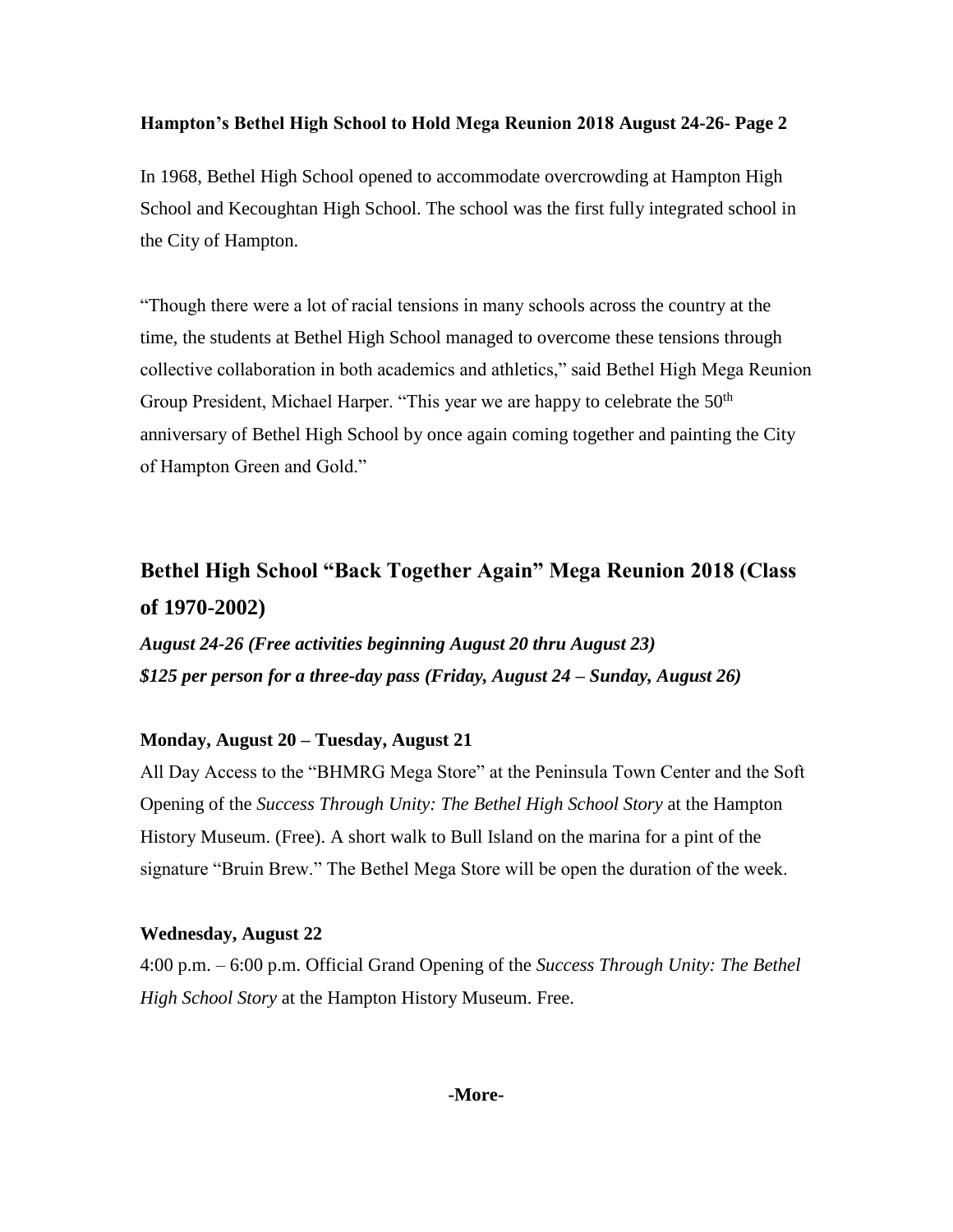In 1968, Bethel High School opened to accommodate overcrowding at Hampton High School and Kecoughtan High School. The school was the first fully integrated school in the City of Hampton.

"Though there were a lot of racial tensions in many schools across the country at the time, the students at Bethel High School managed to overcome these tensions through collective collaboration in both academics and athletics," said Bethel High Mega Reunion Group President, Michael Harper. "This year we are happy to celebrate the 50th anniversary of Bethel High School by once again coming together and painting the City of Hampton Green and Gold."

## Bethel High School "Back Together Again" Mega Reunion 2018 (Class of 1970-2002)

***August 24-26 (Free activities beginning August 20 thru August 23)***
***$125 per person for a three-day pass (Friday, August 24 – Sunday, August 26)***

**Monday, August 20 – Tuesday, August 21**

All Day Access to the "BHMRG Mega Store" at the Peninsula Town Center and the Soft Opening of the *Success Through Unity: The Bethel High School Story* at the Hampton History Museum. (Free). A short walk to Bull Island on the marina for a pint of the signature "Bruin Brew." The Bethel Mega Store will be open the duration of the week.

**Wednesday, August 22**

4:00 p.m. – 6:00 p.m. Official Grand Opening of the *Success Through Unity: The Bethel High School Story* at the Hampton History Museum. Free.

**-More-**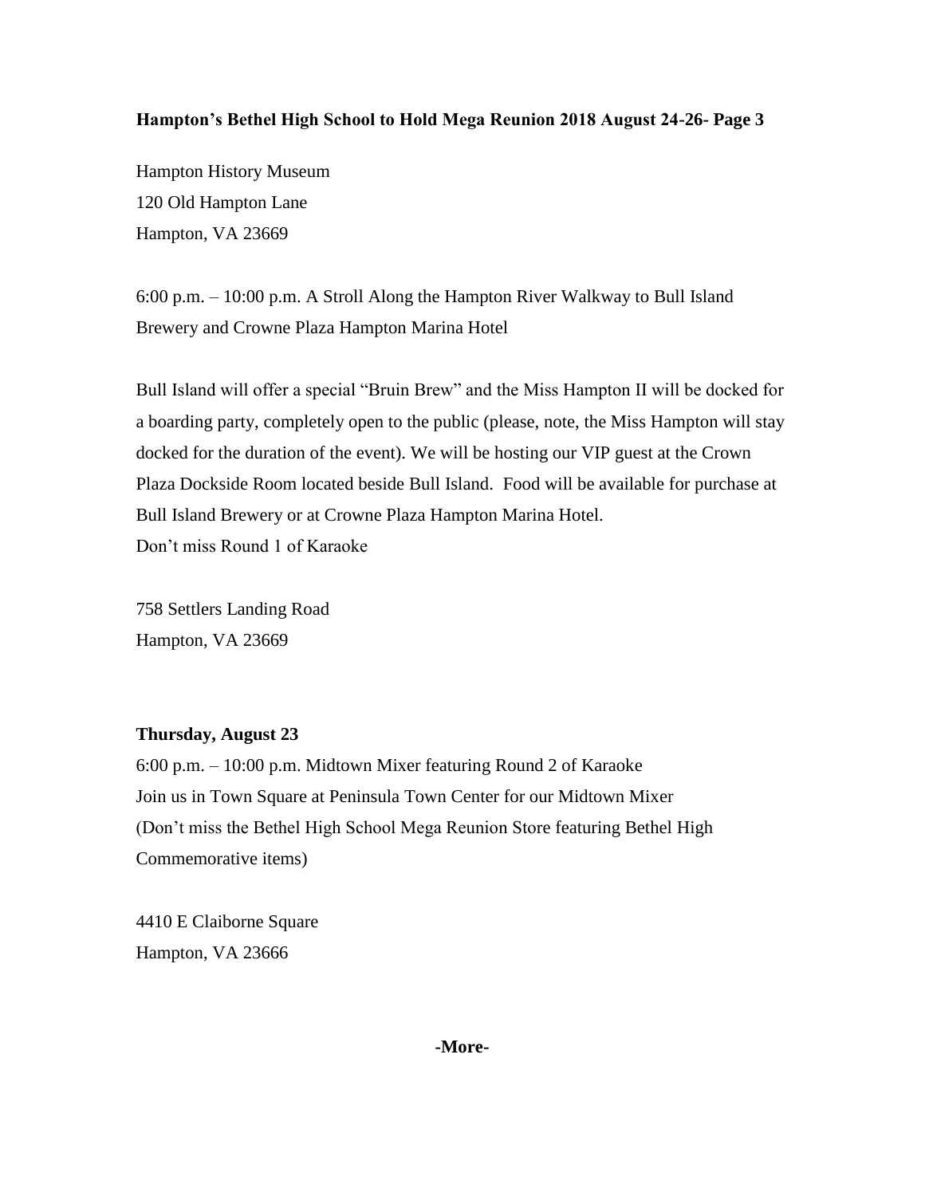**Hampton's Bethel High School to Hold Mega Reunion 2018 August 24-26- Page 3**

Hampton History Museum
120 Old Hampton Lane
Hampton, VA 23669

6:00 p.m. – 10:00 p.m. A Stroll Along the Hampton River Walkway to Bull Island Brewery and Crowne Plaza Hampton Marina Hotel

Bull Island will offer a special "Bruin Brew" and the Miss Hampton II will be docked for a boarding party, completely open to the public (please, note, the Miss Hampton will stay docked for the duration of the event). We will be hosting our VIP guest at the Crown Plaza Dockside Room located beside Bull Island. Food will be available for purchase at Bull Island Brewery or at Crowne Plaza Hampton Marina Hotel.
Don't miss Round 1 of Karaoke

758 Settlers Landing Road
Hampton, VA 23669

**Thursday, August 23**
6:00 p.m. – 10:00 p.m. Midtown Mixer featuring Round 2 of Karaoke
Join us in Town Square at Peninsula Town Center for our Midtown Mixer
(Don't miss the Bethel High School Mega Reunion Store featuring Bethel High Commemorative items)

4410 E Claiborne Square
Hampton, VA 23666

**-More-**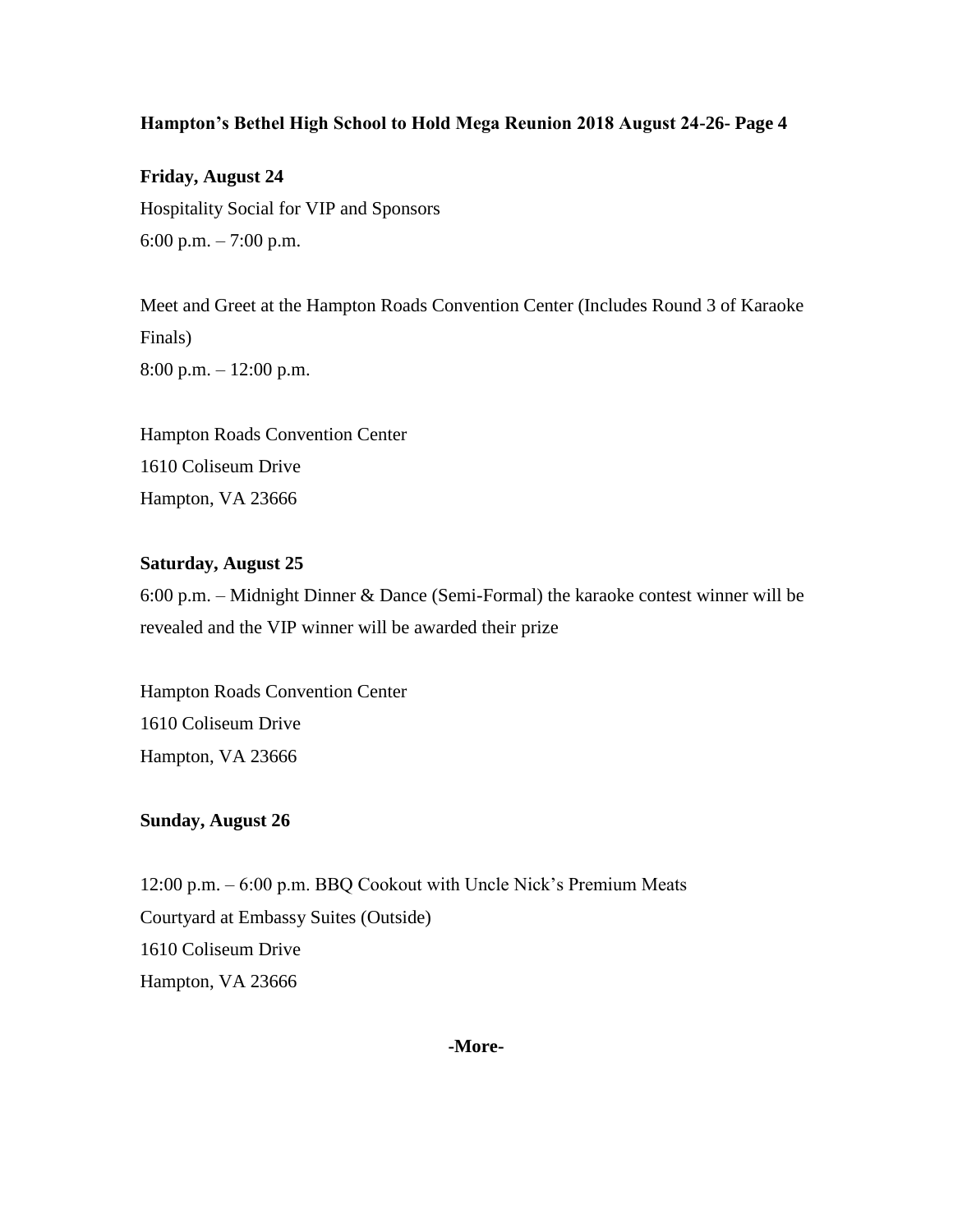**Hampton's Bethel High School to Hold Mega Reunion 2018 August 24-26- Page 4**

**Friday, August 24**

Hospitality Social for VIP and Sponsors
6:00 p.m. – 7:00 p.m.

Meet and Greet at the Hampton Roads Convention Center (Includes Round 3 of Karaoke Finals)
8:00 p.m. – 12:00 p.m.

Hampton Roads Convention Center
1610 Coliseum Drive
Hampton, VA 23666

**Saturday, August 25**

6:00 p.m. – Midnight Dinner & Dance (Semi-Formal) the karaoke contest winner will be revealed and the VIP winner will be awarded their prize

Hampton Roads Convention Center
1610 Coliseum Drive
Hampton, VA 23666

**Sunday, August 26**

12:00 p.m. – 6:00 p.m. BBQ Cookout with Uncle Nick's Premium Meats
Courtyard at Embassy Suites (Outside)
1610 Coliseum Drive
Hampton, VA 23666

**-More-**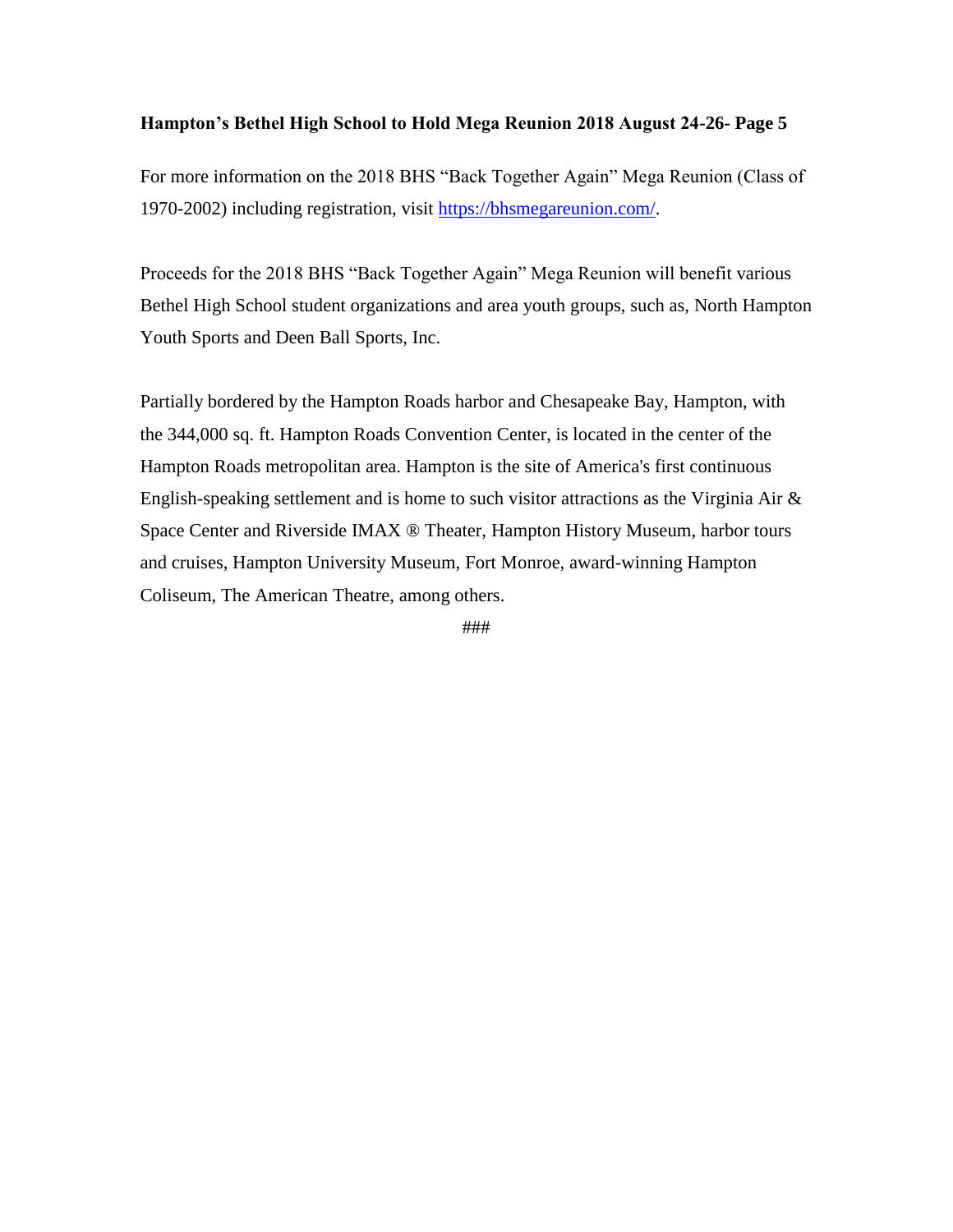For more information on the 2018 BHS "Back Together Again" Mega Reunion (Class of 1970-2002) including registration, visit https://bhsmegareunion.com/.

Proceeds for the 2018 BHS "Back Together Again" Mega Reunion will benefit various Bethel High School student organizations and area youth groups, such as, North Hampton Youth Sports and Deen Ball Sports, Inc.

Partially bordered by the Hampton Roads harbor and Chesapeake Bay, Hampton, with the 344,000 sq. ft. Hampton Roads Convention Center, is located in the center of the Hampton Roads metropolitan area. Hampton is the site of America's first continuous English-speaking settlement and is home to such visitor attractions as the Virginia Air & Space Center and Riverside IMAX ® Theater, Hampton History Museum, harbor tours and cruises, Hampton University Museum, Fort Monroe, award-winning Hampton Coliseum, The American Theatre, among others.

###